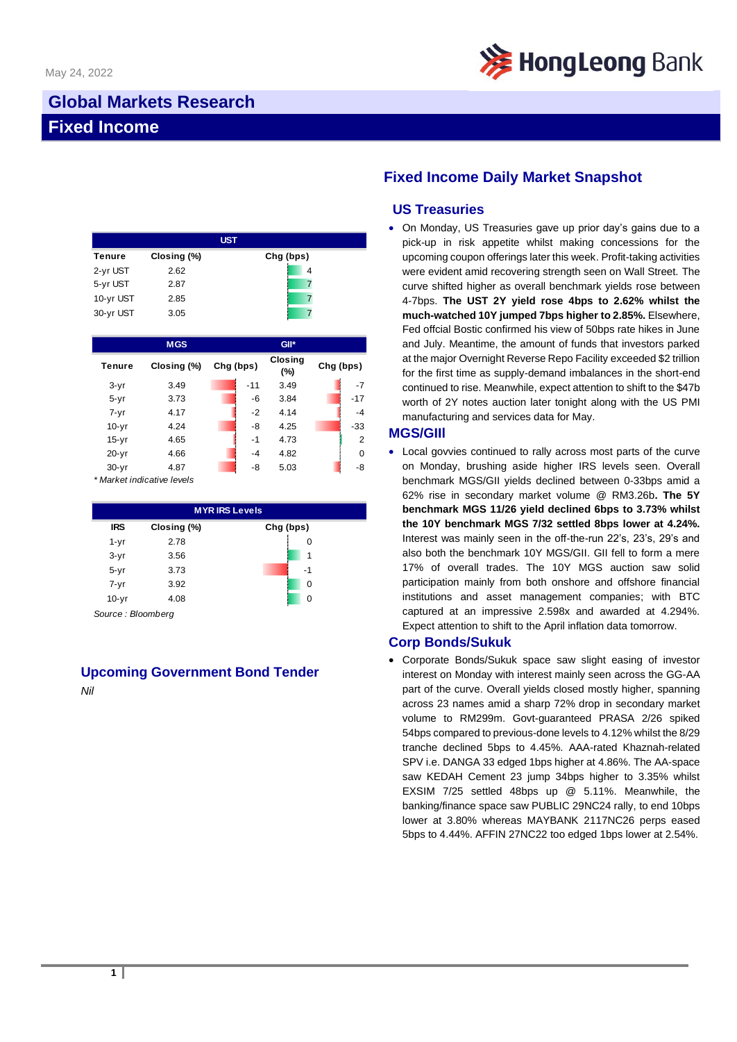May 24, 2022

# Global Markets Research

# Fixed Income

| UST | | |
|---|---|---|
| Tenure | Closing (%) | Chg (bps) |
| 2-yr UST | 2.62 | 4 |
| 5-yr UST | 2.87 | 7 |
| 10-yr UST | 2.85 | 7 |
| 30-yr UST | 3.05 | 7 |

| | MGS | | GII* | |
|---|---|---|---|---|
| Tenure | Closing (%) | Chg (bps) | Closing (%) | Chg (bps) |
| 3-yr | 3.49 | -11 | 3.49 | -7 |
| 5-yr | 3.73 | -6 | 3.84 | -17 |
| 7-yr | 4.17 | -2 | 4.14 | -4 |
| 10-yr | 4.24 | -8 | 4.25 | -33 |
| 15-yr | 4.65 | -1 | 4.73 | 2 |
| 20-yr | 4.66 | -4 | 4.82 | 0 |
| 30-yr | 4.87 | -8 | 5.03 | -8 |

*\* Market indicative levels*

| MYR IRS Levels | | |
|---|---|---|
| IRS | Closing (%) | Chg (bps) |
| 1-yr | 2.78 | 0 |
| 3-yr | 3.56 | 1 |
| 5-yr | 3.73 | -1 |
| 7-yr | 3.92 | 0 |
| 10-yr | 4.08 | 0 |

*Source : Bloomberg*

## Upcoming Government Bond Tender

*Nil*

## Fixed Income Daily Market Snapshot

### US Treasuries

- On Monday, US Treasuries gave up prior day's gains due to a pick-up in risk appetite whilst making concessions for the upcoming coupon offerings later this week. Profit-taking activities were evident amid recovering strength seen on Wall Street. The curve shifted higher as overall benchmark yields rose between 4-7bps. **The UST 2Y yield rose 4bps to 2.62% whilst the much-watched 10Y jumped 7bps higher to 2.85%.** Elsewhere, Fed offcial Bostic confirmed his view of 50bps rate hikes in June and July. Meantime, the amount of funds that investors parked at the major Overnight Reverse Repo Facility exceeded $2 trillion for the first time as supply-demand imbalances in the short-end continued to rise. Meanwhile, expect attention to shift to the $47b worth of 2Y notes auction later tonight along with the US PMI manufacturing and services data for May.

### MGS/GIII

- Local govvies continued to rally across most parts of the curve on Monday, brushing aside higher IRS levels seen. Overall benchmark MGS/GII yields declined between 0-33bps amid a 62% rise in secondary market volume @ RM3.26b**. The 5Y benchmark MGS 11/26 yield declined 6bps to 3.73% whilst the 10Y benchmark MGS 7/32 settled 8bps lower at 4.24%.** Interest was mainly seen in the off-the-run 22's, 23's, 29's and also both the benchmark 10Y MGS/GII. GII fell to form a mere 17% of overall trades. The 10Y MGS auction saw solid participation mainly from both onshore and offshore financial institutions and asset management companies; with BTC captured at an impressive 2.598x and awarded at 4.294%. Expect attention to shift to the April inflation data tomorrow.

### Corp Bonds/Sukuk

- Corporate Bonds/Sukuk space saw slight easing of investor interest on Monday with interest mainly seen across the GG-AA part of the curve. Overall yields closed mostly higher, spanning across 23 names amid a sharp 72% drop in secondary market volume to RM299m. Govt-guaranteed PRASA 2/26 spiked 54bps compared to previous-done levels to 4.12% whilst the 8/29 tranche declined 5bps to 4.45%. AAA-rated Khaznah-related SPV i.e. DANGA 33 edged 1bps higher at 4.86%. The AA-space saw KEDAH Cement 23 jump 34bps higher to 3.35% whilst EXSIM 7/25 settled 48bps up @ 5.11%. Meanwhile, the banking/finance space saw PUBLIC 29NC24 rally, to end 10bps lower at 3.80% whereas MAYBANK 2117NC26 perps eased 5bps to 4.44%. AFFIN 27NC22 too edged 1bps lower at 2.54%.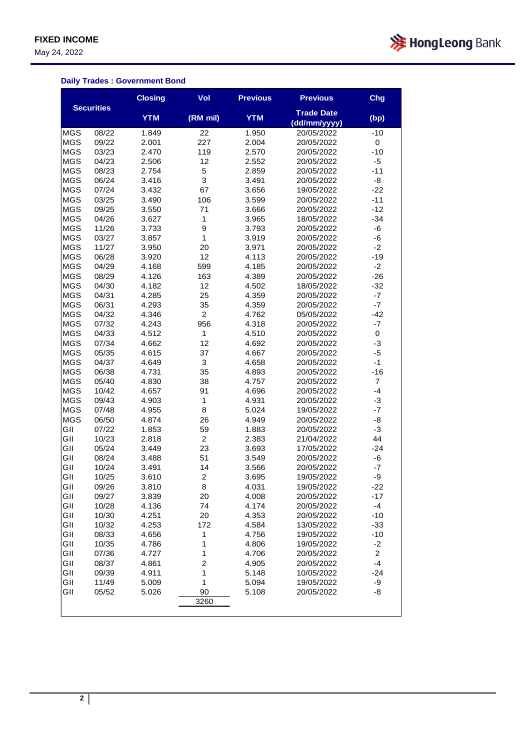## Daily Trades : Government Bond

| Securities | | Closing YTM | Vol (RM mil) | Previous YTM | Previous Trade Date (dd/mm/yyyy) | Chg (bp) |
|---|---|---|---|---|---|---|
| MGS | 08/22 | 1.849 | 22 | 1.950 | 20/05/2022 | -10 |
| MGS | 09/22 | 2.001 | 227 | 2.004 | 20/05/2022 | 0 |
| MGS | 03/23 | 2.470 | 119 | 2.570 | 20/05/2022 | -10 |
| MGS | 04/23 | 2.506 | 12 | 2.552 | 20/05/2022 | -5 |
| MGS | 08/23 | 2.754 | 5 | 2.859 | 20/05/2022 | -11 |
| MGS | 06/24 | 3.416 | 3 | 3.491 | 20/05/2022 | -8 |
| MGS | 07/24 | 3.432 | 67 | 3.656 | 19/05/2022 | -22 |
| MGS | 03/25 | 3.490 | 106 | 3.599 | 20/05/2022 | -11 |
| MGS | 09/25 | 3.550 | 71 | 3.666 | 20/05/2022 | -12 |
| MGS | 04/26 | 3.627 | 1 | 3.965 | 18/05/2022 | -34 |
| MGS | 11/26 | 3.733 | 9 | 3.793 | 20/05/2022 | -6 |
| MGS | 03/27 | 3.857 | 1 | 3.919 | 20/05/2022 | -6 |
| MGS | 11/27 | 3.950 | 20 | 3.971 | 20/05/2022 | -2 |
| MGS | 06/28 | 3.920 | 12 | 4.113 | 20/05/2022 | -19 |
| MGS | 04/29 | 4.168 | 599 | 4.185 | 20/05/2022 | -2 |
| MGS | 08/29 | 4.126 | 163 | 4.389 | 20/05/2022 | -26 |
| MGS | 04/30 | 4.182 | 12 | 4.502 | 18/05/2022 | -32 |
| MGS | 04/31 | 4.285 | 25 | 4.359 | 20/05/2022 | -7 |
| MGS | 06/31 | 4.293 | 35 | 4.359 | 20/05/2022 | -7 |
| MGS | 04/32 | 4.346 | 2 | 4.762 | 05/05/2022 | -42 |
| MGS | 07/32 | 4.243 | 956 | 4.318 | 20/05/2022 | -7 |
| MGS | 04/33 | 4.512 | 1 | 4.510 | 20/05/2022 | 0 |
| MGS | 07/34 | 4.662 | 12 | 4.692 | 20/05/2022 | -3 |
| MGS | 05/35 | 4.615 | 37 | 4.667 | 20/05/2022 | -5 |
| MGS | 04/37 | 4.649 | 3 | 4.658 | 20/05/2022 | -1 |
| MGS | 06/38 | 4.731 | 35 | 4.893 | 20/05/2022 | -16 |
| MGS | 05/40 | 4.830 | 38 | 4.757 | 20/05/2022 | 7 |
| MGS | 10/42 | 4.657 | 91 | 4.696 | 20/05/2022 | -4 |
| MGS | 09/43 | 4.903 | 1 | 4.931 | 20/05/2022 | -3 |
| MGS | 07/48 | 4.955 | 8 | 5.024 | 19/05/2022 | -7 |
| MGS | 06/50 | 4.874 | 26 | 4.949 | 20/05/2022 | -8 |
| GII | 07/22 | 1.853 | 59 | 1.883 | 20/05/2022 | -3 |
| GII | 10/23 | 2.818 | 2 | 2.383 | 21/04/2022 | 44 |
| GII | 05/24 | 3.449 | 23 | 3.693 | 17/05/2022 | -24 |
| GII | 08/24 | 3.488 | 51 | 3.549 | 20/05/2022 | -6 |
| GII | 10/24 | 3.491 | 14 | 3.566 | 20/05/2022 | -7 |
| GII | 10/25 | 3.610 | 2 | 3.695 | 19/05/2022 | -9 |
| GII | 09/26 | 3.810 | 8 | 4.031 | 19/05/2022 | -22 |
| GII | 09/27 | 3.839 | 20 | 4.008 | 20/05/2022 | -17 |
| GII | 10/28 | 4.136 | 74 | 4.174 | 20/05/2022 | -4 |
| GII | 10/30 | 4.251 | 20 | 4.353 | 20/05/2022 | -10 |
| GII | 10/32 | 4.253 | 172 | 4.584 | 13/05/2022 | -33 |
| GII | 08/33 | 4.656 | 1 | 4.756 | 19/05/2022 | -10 |
| GII | 10/35 | 4.786 | 1 | 4.806 | 19/05/2022 | -2 |
| GII | 07/36 | 4.727 | 1 | 4.706 | 20/05/2022 | 2 |
| GII | 08/37 | 4.861 | 2 | 4.905 | 20/05/2022 | -4 |
| GII | 09/39 | 4.911 | 1 | 5.148 | 10/05/2022 | -24 |
| GII | 11/49 | 5.009 | 1 | 5.094 | 19/05/2022 | -9 |
| GII | 05/52 | 5.026 | 90 | 5.108 | 20/05/2022 | -8 |
| | | | 3260 | | | |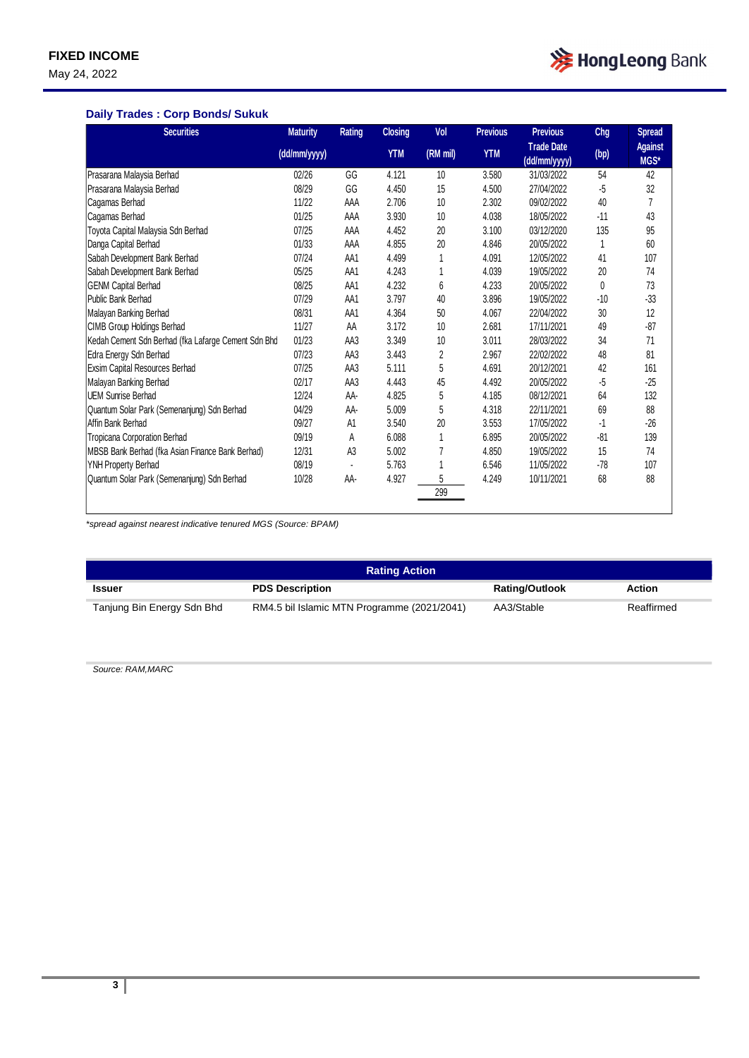FIXED INCOME

May 24, 2022

### Daily Trades : Corp Bonds/ Sukuk

| Securities | Maturity (dd/mm/yyyy) | Rating | Closing YTM | Vol (RM mil) | Previous YTM | Previous Trade Date (dd/mm/yyyy) | Chg (bp) | Spread Against MGS* |
|---|---|---|---|---|---|---|---|---|
| Prasarana Malaysia Berhad | 02/26 | GG | 4.121 | 10 | 3.580 | 31/03/2022 | 54 | 42 |
| Prasarana Malaysia Berhad | 08/29 | GG | 4.450 | 15 | 4.500 | 27/04/2022 | -5 | 32 |
| Cagamas Berhad | 11/22 | AAA | 2.706 | 10 | 2.302 | 09/02/2022 | 40 | 7 |
| Cagamas Berhad | 01/25 | AAA | 3.930 | 10 | 4.038 | 18/05/2022 | -11 | 43 |
| Toyota Capital Malaysia Sdn Berhad | 07/25 | AAA | 4.452 | 20 | 3.100 | 03/12/2020 | 135 | 95 |
| Danga Capital Berhad | 01/33 | AAA | 4.855 | 20 | 4.846 | 20/05/2022 | 1 | 60 |
| Sabah Development Bank Berhad | 07/24 | AA1 | 4.499 | 1 | 4.091 | 12/05/2022 | 41 | 107 |
| Sabah Development Bank Berhad | 05/25 | AA1 | 4.243 | 1 | 4.039 | 19/05/2022 | 20 | 74 |
| GENM Capital Berhad | 08/25 | AA1 | 4.232 | 6 | 4.233 | 20/05/2022 | 0 | 73 |
| Public Bank Berhad | 07/29 | AA1 | 3.797 | 40 | 3.896 | 19/05/2022 | -10 | -33 |
| Malayan Banking Berhad | 08/31 | AA1 | 4.364 | 50 | 4.067 | 22/04/2022 | 30 | 12 |
| CIMB Group Holdings Berhad | 11/27 | AA | 3.172 | 10 | 2.681 | 17/11/2021 | 49 | -87 |
| Kedah Cement Sdn Berhad (fka Lafarge Cement Sdn Bhd | 01/23 | AA3 | 3.349 | 10 | 3.011 | 28/03/2022 | 34 | 71 |
| Edra Energy Sdn Berhad | 07/23 | AA3 | 3.443 | 2 | 2.967 | 22/02/2022 | 48 | 81 |
| Exsim Capital Resources Berhad | 07/25 | AA3 | 5.111 | 5 | 4.691 | 20/12/2021 | 42 | 161 |
| Malayan Banking Berhad | 02/17 | AA3 | 4.443 | 45 | 4.492 | 20/05/2022 | -5 | -25 |
| UEM Sunrise Berhad | 12/24 | AA- | 4.825 | 5 | 4.185 | 08/12/2021 | 64 | 132 |
| Quantum Solar Park (Semenanjung) Sdn Berhad | 04/29 | AA- | 5.009 | 5 | 4.318 | 22/11/2021 | 69 | 88 |
| Affin Bank Berhad | 09/27 | A1 | 3.540 | 20 | 3.553 | 17/05/2022 | -1 | -26 |
| Tropicana Corporation Berhad | 09/19 | A | 6.088 | 1 | 6.895 | 20/05/2022 | -81 | 139 |
| MBSB Bank Berhad (fka Asian Finance Bank Berhad) | 12/31 | A3 | 5.002 | 7 | 4.850 | 19/05/2022 | 15 | 74 |
| YNH Property Berhad | 08/19 | - | 5.763 | 1 | 6.546 | 11/05/2022 | -78 | 107 |
| Quantum Solar Park (Semenanjung) Sdn Berhad | 10/28 | AA- | 4.927 | 5 | 4.249 | 10/11/2021 | 68 | 88 |
| | | | | 299 | | | | |

*\*spread against nearest indicative tenured MGS (Source: BPAM)*

### Rating Action

| Issuer | PDS Description | Rating/Outlook | Action |
|---|---|---|---|
| Tanjung Bin Energy Sdn Bhd | RM4.5 bil Islamic MTN Programme (2021/2041) | AA3/Stable | Reaffirmed |

*Source: RAM,MARC*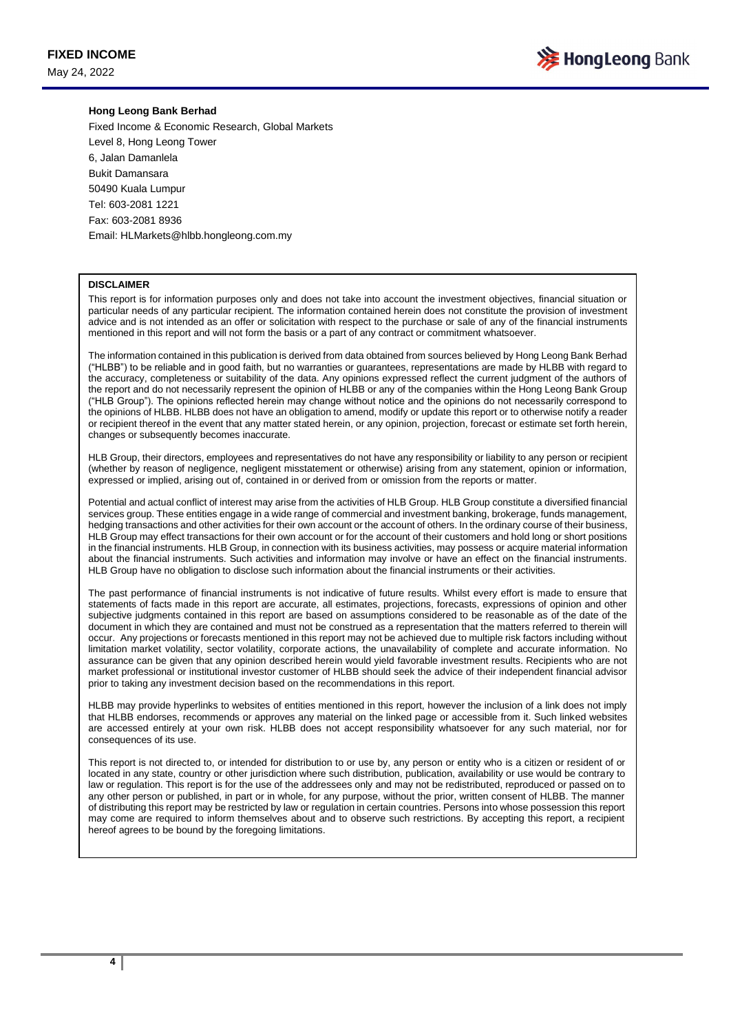**Hong Leong Bank Berhad**

Fixed Income & Economic Research, Global Markets
Level 8, Hong Leong Tower
6, Jalan Damanlela
Bukit Damansara
50490 Kuala Lumpur
Tel: 603-2081 1221
Fax: 603-2081 8936
Email: HLMarkets@hlbb.hongleong.com.my

**DISCLAIMER**

This report is for information purposes only and does not take into account the investment objectives, financial situation or particular needs of any particular recipient. The information contained herein does not constitute the provision of investment advice and is not intended as an offer or solicitation with respect to the purchase or sale of any of the financial instruments mentioned in this report and will not form the basis or a part of any contract or commitment whatsoever.

The information contained in this publication is derived from data obtained from sources believed by Hong Leong Bank Berhad ("HLBB") to be reliable and in good faith, but no warranties or guarantees, representations are made by HLBB with regard to the accuracy, completeness or suitability of the data. Any opinions expressed reflect the current judgment of the authors of the report and do not necessarily represent the opinion of HLBB or any of the companies within the Hong Leong Bank Group ("HLB Group"). The opinions reflected herein may change without notice and the opinions do not necessarily correspond to the opinions of HLBB. HLBB does not have an obligation to amend, modify or update this report or to otherwise notify a reader or recipient thereof in the event that any matter stated herein, or any opinion, projection, forecast or estimate set forth herein, changes or subsequently becomes inaccurate.

HLB Group, their directors, employees and representatives do not have any responsibility or liability to any person or recipient (whether by reason of negligence, negligent misstatement or otherwise) arising from any statement, opinion or information, expressed or implied, arising out of, contained in or derived from or omission from the reports or matter.

Potential and actual conflict of interest may arise from the activities of HLB Group. HLB Group constitute a diversified financial services group. These entities engage in a wide range of commercial and investment banking, brokerage, funds management, hedging transactions and other activities for their own account or the account of others. In the ordinary course of their business, HLB Group may effect transactions for their own account or for the account of their customers and hold long or short positions in the financial instruments. HLB Group, in connection with its business activities, may possess or acquire material information about the financial instruments. Such activities and information may involve or have an effect on the financial instruments. HLB Group have no obligation to disclose such information about the financial instruments or their activities.

The past performance of financial instruments is not indicative of future results. Whilst every effort is made to ensure that statements of facts made in this report are accurate, all estimates, projections, forecasts, expressions of opinion and other subjective judgments contained in this report are based on assumptions considered to be reasonable as of the date of the document in which they are contained and must not be construed as a representation that the matters referred to therein will occur. Any projections or forecasts mentioned in this report may not be achieved due to multiple risk factors including without limitation market volatility, sector volatility, corporate actions, the unavailability of complete and accurate information. No assurance can be given that any opinion described herein would yield favorable investment results. Recipients who are not market professional or institutional investor customer of HLBB should seek the advice of their independent financial advisor prior to taking any investment decision based on the recommendations in this report.

HLBB may provide hyperlinks to websites of entities mentioned in this report, however the inclusion of a link does not imply that HLBB endorses, recommends or approves any material on the linked page or accessible from it. Such linked websites are accessed entirely at your own risk. HLBB does not accept responsibility whatsoever for any such material, nor for consequences of its use.

This report is not directed to, or intended for distribution to or use by, any person or entity who is a citizen or resident of or located in any state, country or other jurisdiction where such distribution, publication, availability or use would be contrary to law or regulation. This report is for the use of the addressees only and may not be redistributed, reproduced or passed on to any other person or published, in part or in whole, for any purpose, without the prior, written consent of HLBB. The manner of distributing this report may be restricted by law or regulation in certain countries. Persons into whose possession this report may come are required to inform themselves about and to observe such restrictions. By accepting this report, a recipient hereof agrees to be bound by the foregoing limitations.